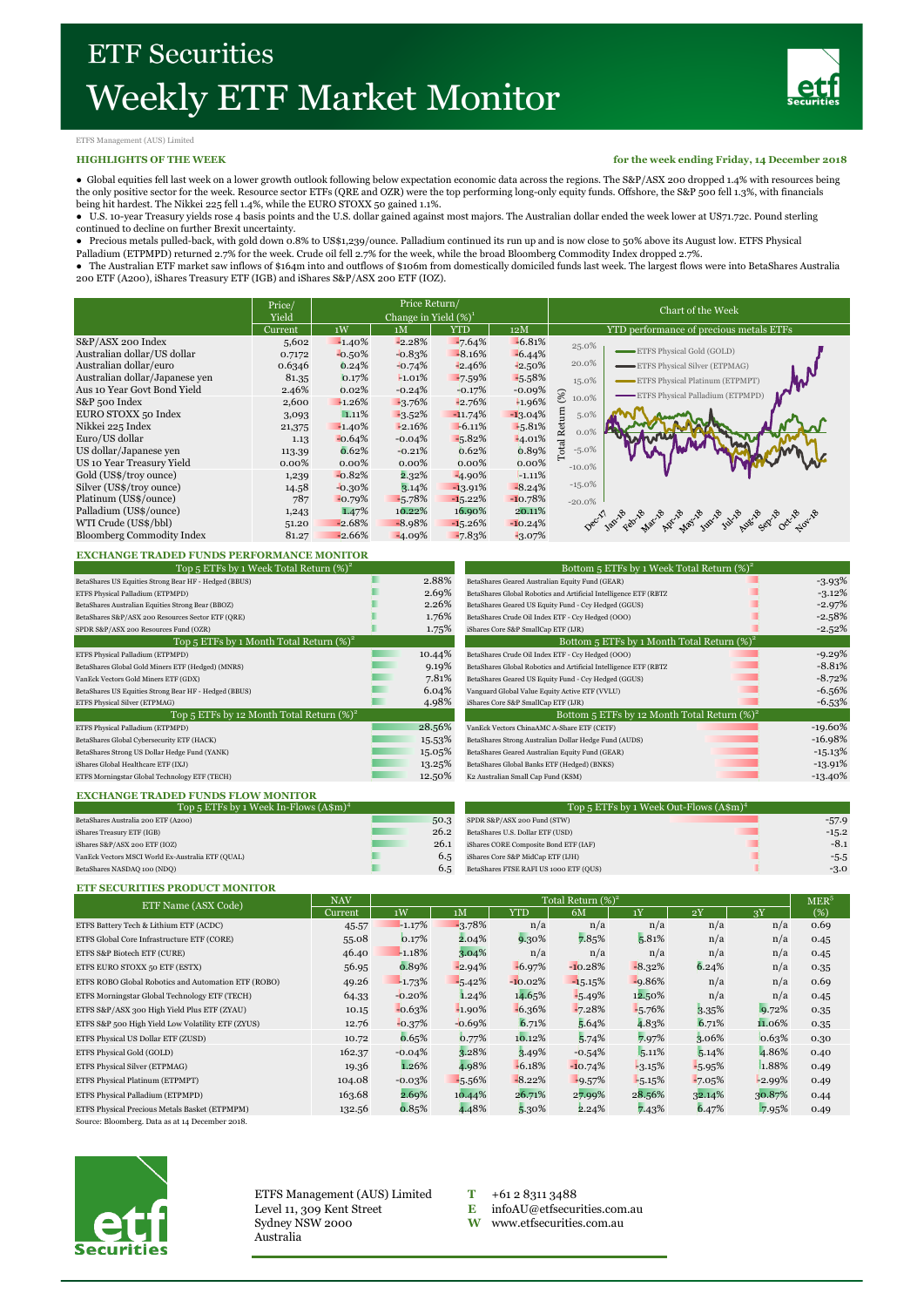# ETF Securities
# Weekly ETF Market Monitor

ETFS Management (AUS) Limited

**HIGHLIGHTS OF THE WEEK** — **for the week ending Friday, 14 December 2018**

- Global equities fell last week on a lower growth outlook following below expectation economic data across the regions. The S&P/ASX 200 dropped 1.4% with resources being the only positive sector for the week. Resource sector ETFs (QRE and OZR) were the top performing long-only equity funds. Offshore, the S&P 500 fell 1.3%, with financials being hit hardest. The Nikkei 225 fell 1.4%, while the EURO STOXX 50 gained 1.1%.
- U.S. 10-year Treasury yields rose 4 basis points and the U.S. dollar gained against most majors. The Australian dollar ended the week lower at US71.72c. Pound sterling continued to decline on further Brexit uncertainty.
- Precious metals pulled-back, with gold down 0.8% to US$1,239/ounce. Palladium continued its run up and is now close to 50% above its August low. ETFS Physical Palladium (ETPMPD) returned 2.7% for the week. Crude oil fell 2.7% for the week, while the broad Bloomberg Commodity Index dropped 2.7%.
- The Australian ETF market saw inflows of $164m into and outflows of $106m from domestically domiciled funds last week. The largest flows were into BetaShares Australia 200 ETF (A200), iShares Treasury ETF (IGB) and iShares S&P/ASX 200 ETF (IOZ).

| | Price/ Yield | Price Return/ Change in Yield (%)[1] | | | |
|---|---|---|---|---|---|
| | Current | 1W | 1M | YTD | 12M |
| S&P/ASX 200 Index | 5,602 | -1.40% | -2.28% | -7.64% | -6.81% |
| Australian dollar/US dollar | 0.7172 | -0.50% | -0.83% | -8.16% | -6.44% |
| Australian dollar/euro | 0.6346 | 0.24% | -0.74% | -2.46% | -2.50% |
| Australian dollar/Japanese yen | 81.35 | 0.17% | -1.01% | -7.59% | -5.58% |
| Aus 10 Year Govt Bond Yield | 2.46% | 0.02% | -0.24% | -0.17% | -0.09% |
| S&P 500 Index | 2,600 | -1.26% | -3.76% | -2.76% | 1.96% |
| EURO STOXX 50 Index | 3,093 | 1.11% | -3.52% | -11.74% | -13.04% |
| Nikkei 225 Index | 21,375 | -1.40% | -2.16% | -6.11% | -5.81% |
| Euro/US dollar | 1.13 | -0.64% | -0.04% | -5.82% | -4.01% |
| US dollar/Japanese yen | 113.39 | 0.62% | -0.21% | 0.62% | 0.89% |
| US 10 Year Treasury Yield | 0.00% | 0.00% | 0.00% | 0.00% | 0.00% |
| Gold (US$/troy ounce) | 1,239 | -0.82% | 2.32% | -4.90% | -1.11% |
| Silver (US$/troy ounce) | 14.58 | -0.30% | 3.14% | -13.91% | -8.24% |
| Platinum (US$/ounce) | 787 | -0.79% | -5.78% | -15.22% | -10.78% |
| Palladium (US$/ounce) | 1,243 | 1.47% | 10.22% | 16.90% | 26.11% |
| WTI Crude (US$/bbl) | 51.20 | -2.68% | -8.98% | -15.26% | -10.24% |
| Bloomberg Commodity Index | 81.27 | -2.66% | -4.09% | -7.83% | -3.07% |

**Chart of the Week**

YTD performance of precious metals ETFs

(Chart: Total Return (%), Dec-17 to Nov-18; series: ETFS Physical Gold (GOLD), ETFS Physical Silver (ETPMAG), ETFS Physical Platinum (ETPMPT), ETFS Physical Palladium (ETPMPD))

## EXCHANGE TRADED FUNDS PERFORMANCE MONITOR

| Top 5 ETFs by 1 Week Total Return (%)[2] | |
|---|---|
| BetaShares US Equities Strong Bear HF - Hedged (BBUS) | 2.88% |
| ETFS Physical Palladium (ETPMPD) | 2.69% |
| BetaShares Australian Equities Strong Bear (BBOZ) | 2.26% |
| BetaShares S&P/ASX 200 Resources Sector ETF (QRE) | 1.76% |
| SPDR S&P/ASX 200 Resources Fund (OZR) | 1.75% |

| Bottom 5 ETFs by 1 Week Total Return (%)[2] | |
|---|---|
| BetaShares Geared Australian Equity Fund (GEAR) | -3.93% |
| BetaShares Global Robotics and Artificial Intelligence ETF (RBTZ | -3.12% |
| BetaShares Geared US Equity Fund - Ccy Hedged (GGUS) | -2.97% |
| BetaShares Crude Oil Index ETF - Ccy Hedged (OOO) | -2.58% |
| iShares Core S&P SmallCap ETF (IJR) | -2.52% |

| Top 5 ETFs by 1 Month Total Return (%)[2] | |
|---|---|
| ETFS Physical Palladium (ETPMPD) | 10.44% |
| BetaShares Global Gold Miners ETF (Hedged) (MNRS) | 9.19% |
| VanEck Vectors Gold Miners ETF (GDX) | 7.81% |
| BetaShares US Equities Strong Bear HF - Hedged (BBUS) | 6.04% |
| ETFS Physical Silver (ETPMAG) | 4.98% |

| Bottom 5 ETFs by 1 Month Total Return (%)[2] | |
|---|---|
| BetaShares Crude Oil Index ETF - Ccy Hedged (OOO) | -9.29% |
| BetaShares Global Robotics and Artificial Intelligence ETF (RBTZ | -8.81% |
| BetaShares Geared US Equity Fund - Ccy Hedged (GGUS) | -8.72% |
| Vanguard Global Value Equity Active ETF (VVLU) | -6.56% |
| iShares Core S&P SmallCap ETF (IJR) | -6.53% |

| Top 5 ETFs by 12 Month Total Return (%)[2] | |
|---|---|
| ETFS Physical Palladium (ETPMPD) | 28.56% |
| BetaShares Global Cybersecurity ETF (HACK) | 15.53% |
| BetaShares Strong US Dollar Hedge Fund (YANK) | 15.05% |
| iShares Global Healthcare ETF (IXJ) | 13.25% |
| ETFS Morningstar Global Technology ETF (TECH) | 12.50% |

| Bottom 5 ETFs by 12 Month Total Return (%)[2] | |
|---|---|
| VanEck Vectors ChinaAMC A-Share ETF (CETF) | -19.60% |
| BetaShares Strong Australian Dollar Hedge Fund (AUDS) | -16.98% |
| BetaShares Geared Australian Equity Fund (GEAR) | -15.13% |
| BetaShares Global Banks ETF (Hedged) (BNKS) | -13.91% |
| K2 Australian Small Cap Fund (KSM) | -13.40% |

## EXCHANGE TRADED FUNDS FLOW MONITOR

| Top 5 ETFs by 1 Week In-Flows (A$m)[4] | |
|---|---|
| BetaShares Australia 200 ETF (A200) | 50.3 |
| iShares Treasury ETF (IGB) | 26.2 |
| iShares S&P/ASX 200 ETF (IOZ) | 26.1 |
| VanEck Vectors MSCI World Ex-Australia ETF (QUAL) | 6.5 |
| BetaShares NASDAQ 100 (NDQ) | 6.5 |

| Top 5 ETFs by 1 Week Out-Flows (A$m)[4] | |
|---|---|
| SPDR S&P/ASX 200 Fund (STW) | -57.9 |
| BetaShares U.S. Dollar ETF (USD) | -15.2 |
| iShares CORE Composite Bond ETF (IAF) | -8.1 |
| iShares Core S&P MidCap ETF (IJH) | -5.5 |
| BetaShares FTSE RAFI US 1000 ETF (QUS) | -3.0 |

## ETF SECURITIES PRODUCT MONITOR

| ETF Name (ASX Code) | NAV | Total Return (%)[2] | | | | | | | MER[5] |
|---|---|---|---|---|---|---|---|---|---|
| | Current | 1W | 1M | YTD | 6M | 1Y | 2Y | 3Y | (%) |
| ETFS Battery Tech & Lithium ETF (ACDC) | 45.57 | -1.17% | -3.78% | n/a | n/a | n/a | n/a | n/a | 0.69 |
| ETFS Global Core Infrastructure ETF (CORE) | 55.08 | 0.17% | 2.04% | 9.30% | 7.85% | 5.81% | n/a | n/a | 0.45 |
| ETFS S&P Biotech ETF (CURE) | 46.40 | -1.18% | 3.04% | n/a | n/a | n/a | n/a | n/a | 0.45 |
| ETFS EURO STOXX 50 ETF (ESTX) | 56.95 | 0.89% | -2.94% | -6.97% | -10.28% | -8.32% | 6.24% | n/a | 0.35 |
| ETFS ROBO Global Robotics and Automation ETF (ROBO) | 49.26 | -1.73% | -5.42% | -10.02% | -15.15% | -9.86% | n/a | n/a | 0.69 |
| ETFS Morningstar Global Technology ETF (TECH) | 64.33 | -0.20% | 1.24% | 14.65% | -5.49% | 12.50% | n/a | n/a | 0.45 |
| ETFS S&P/ASX 300 High Yield Plus ETF (ZYAU) | 10.15 | -0.63% | -1.90% | -6.36% | -7.28% | -5.76% | 3.35% | 9.72% | 0.35 |
| ETFS S&P 500 High Yield Low Volatility ETF (ZYUS) | 12.76 | -0.37% | -0.69% | 6.71% | 5.64% | 4.83% | 6.71% | 11.06% | 0.35 |
| ETFS Physical US Dollar ETF (ZUSD) | 10.72 | 0.65% | 0.77% | 10.12% | 5.74% | 7.97% | 3.06% | 0.63% | 0.30 |
| ETFS Physical Gold (GOLD) | 162.37 | -0.04% | 3.28% | 3.49% | -0.54% | 5.11% | 5.14% | 4.86% | 0.40 |
| ETFS Physical Silver (ETPMAG) | 19.36 | 1.26% | 4.98% | -6.18% | -10.74% | -3.15% | -5.95% | 1.88% | 0.49 |
| ETFS Physical Platinum (ETPMPT) | 104.08 | -0.03% | -5.56% | -8.22% | -9.57% | -5.15% | -7.05% | -2.99% | 0.49 |
| ETFS Physical Palladium (ETPMPD) | 163.68 | 2.69% | 10.44% | 26.71% | 27.99% | 28.56% | 32.14% | 30.87% | 0.44 |
| ETFS Physical Precious Metals Basket (ETPMPM) | 132.56 | 0.85% | 4.48% | 5.30% | 2.24% | 7.43% | 6.47% | 7.95% | 0.49 |

Source: Bloomberg. Data as at 14 December 2018.

ETFS Management (AUS) Limited
Level 11, 309 Kent Street
Sydney NSW 2000
Australia

T +61 2 8311 3488
E infoAU@etfsecurities.com.au
W www.etfsecurities.com.au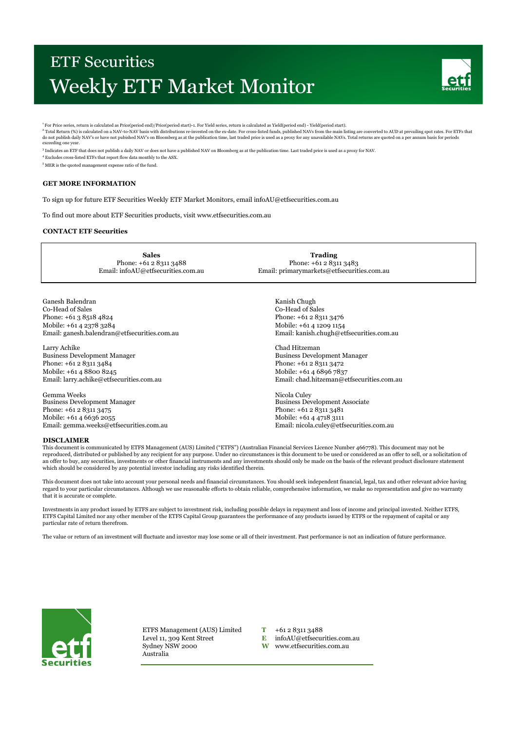# ETF Securities
# Weekly ETF Market Monitor

[1] For Price series, return is calculated as Price(period end)/Price(period start)-1. For Yield series, return is calculated as Yield(period end) - Yield(period start).

[2] Total Return (%) is calculated on a NAV-to-NAV basis with distributions re-invested on the ex-date. For cross-listed funds, published NAVs from the main listing are converted to AUD at prevailing spot rates. For ETFs that do not publish daily NAV's or have not pubished NAV's on Bloomberg as at the publication time, last traded price is used as a proxy for any unavailable NAVs. Total returns are quoted on a per annum basis for periods exceeding one year.

[3] Indicates an ETF that does not publish a daily NAV or does not have a published NAV on Bloomberg as at the publication time. Last traded price is used as a proxy for NAV.

[4] Excludes cross-listed ETFs that report flow data monthly to the ASX.

[5] MER is the quoted management expense ratio of the fund.

### GET MORE INFORMATION

To sign up for future ETF Securities Weekly ETF Market Monitors, email infoAU@etfsecurities.com.au

To find out more about ETF Securities products, visit www.etfsecurities.com.au

### CONTACT ETF Securities

**Sales**
Phone: +61 2 8311 3488
Email: infoAU@etfsecurities.com.au

**Trading**
Phone: +61 2 8311 3483
Email: primarymarkets@etfsecurities.com.au

Ganesh Balendran
Co-Head of Sales
Phone: +61 3 8518 4824
Mobile: +61 4 2378 3284
Email: ganesh.balendran@etfsecurities.com.au

Kanish Chugh
Co-Head of Sales
Phone: +61 2 8311 3476
Mobile: +61 4 1209 1154
Email: kanish.chugh@etfsecurities.com.au

Larry Achike
Business Development Manager
Phone: +61 2 8311 3484
Mobile: +61 4 8800 8245
Email: larry.achike@etfsecurities.com.au

Chad Hitzeman
Business Development Manager
Phone: +61 2 8311 3472
Mobile: +61 4 6896 7837
Email: chad.hitzeman@etfsecurities.com.au

Gemma Weeks
Business Development Manager
Phone: +61 2 8311 3475
Mobile: +61 4 6636 2055
Email: gemma.weeks@etfsecurities.com.au

Nicola Culey
Business Development Associate
Phone: +61 2 8311 3481
Mobile: +61 4 4718 3111
Email: nicola.culey@etfsecurities.com.au

### DISCLAIMER

This document is communicated by ETFS Management (AUS) Limited ("ETFS") (Australian Financial Services Licence Number 466778). This document may not be reproduced, distributed or published by any recipient for any purpose. Under no circumstances is this document to be used or considered as an offer to sell, or a solicitation of an offer to buy, any securities, investments or other financial instruments and any investments should only be made on the basis of the relevant product disclosure statement which should be considered by any potential investor including any risks identified therein.

This document does not take into account your personal needs and financial circumstances. You should seek independent financial, legal, tax and other relevant advice having regard to your particular circumstances. Although we use reasonable efforts to obtain reliable, comprehensive information, we make no representation and give no warranty that it is accurate or complete.

Investments in any product issued by ETFS are subject to investment risk, including possible delays in repayment and loss of income and principal invested. Neither ETFS, ETFS Capital Limited nor any other member of the ETFS Capital Group guarantees the performance of any products issued by ETFS or the repayment of capital or any particular rate of return therefrom.

The value or return of an investment will fluctuate and investor may lose some or all of their investment. Past performance is not an indication of future performance.

ETFS Management (AUS) Limited
Level 11, 309 Kent Street
Sydney NSW 2000
Australia

**T** +61 2 8311 3488
**E** infoAU@etfsecurities.com.au
**W** www.etfsecurities.com.au